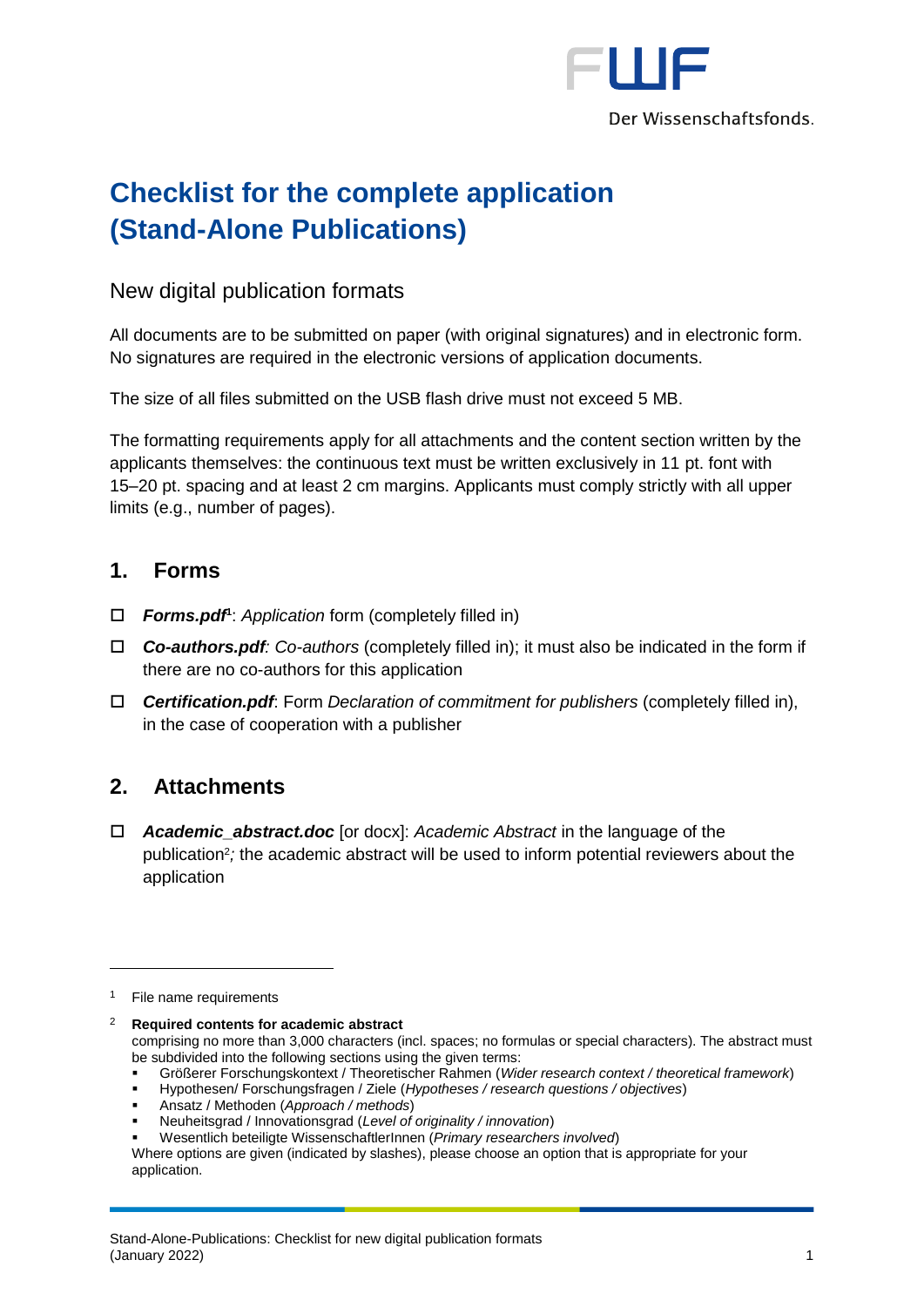# Checklist for the complete application (Stand-Alone Publications)

## New digital publication formats

All documents are to be submitted on paper (with original signatures) and in electronic form. No signatures are required in the electronic versions of application documents.

The size of all files submitted on the USB flash drive must not exceed 5 MB.

The formatting requirements apply for all attachments and the content section written by the applicants themselves: the continuous text must be written exclusively in 11 pt. font with 15–20 pt. spacing and at least 2 cm margins. Applicants must comply strictly with all upper limits (e.g., number of pages).

## 1. Forms

- ☐ ***Forms.pdf***[1]: *Application* form (completely filled in)
- ☐ ***Co-authors.pdf****:* *Co-authors* (completely filled in); it must also be indicated in the form if there are no co-authors for this application
- ☐ ***Certification.pdf***: Form *Declaration of commitment for publishers* (completely filled in), in the case of cooperation with a publisher

## 2. Attachments

- ☐ ***Academic_abstract.doc*** [or docx]: *Academic Abstract* in the language of the publication[2]*;* the academic abstract will be used to inform potential reviewers about the application

---

[1] File name requirements

[2] **Required contents for academic abstract**
comprising no more than 3,000 characters (incl. spaces; no formulas or special characters). The abstract must be subdivided into the following sections using the given terms:

- Größerer Forschungskontext / Theoretischer Rahmen (*Wider research context / theoretical framework*)
- Hypothesen/ Forschungsfragen / Ziele (*Hypotheses / research questions / objectives*)
- Ansatz / Methoden (*Approach / methods*)
- Neuheitsgrad / Innovationsgrad (*Level of originality / innovation*)
- Wesentlich beteiligte WissenschaftlerInnen (*Primary researchers involved*)

Where options are given (indicated by slashes), please choose an option that is appropriate for your application.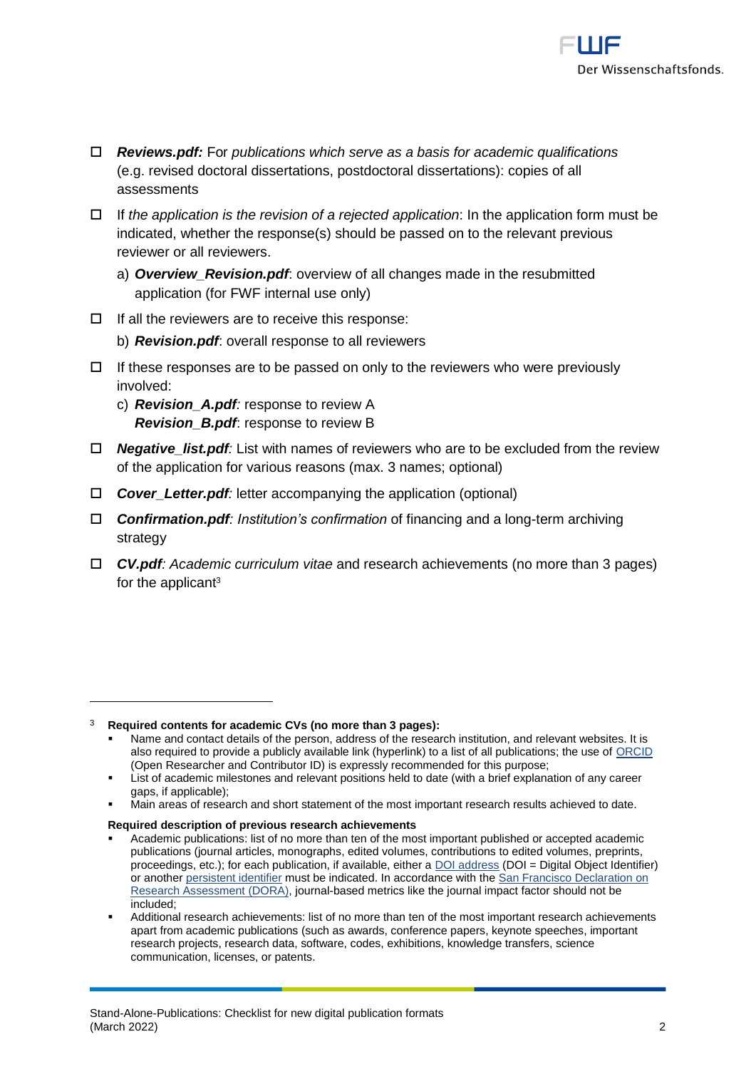- ☐ ***Reviews.pdf:*** For *publications which serve as a basis for academic qualifications* (e.g. revised doctoral dissertations, postdoctoral dissertations): copies of all assessments
- ☐ If *the application is the revision of a rejected application*: In the application form must be indicated, whether the response(s) should be passed on to the relevant previous reviewer or all reviewers.

  a) ***Overview_Revision.pdf***: overview of all changes made in the resubmitted application (for FWF internal use only)
- ☐ If all the reviewers are to receive this response:

  b) ***Revision.pdf***: overall response to all reviewers
- ☐ If these responses are to be passed on only to the reviewers who were previously involved:

  c) ***Revision_A.pdf****:* response to review A
  ***Revision_B.pdf***: response to review B
- ☐ ***Negative_list.pdf****:* List with names of reviewers who are to be excluded from the review of the application for various reasons (max. 3 names; optional)
- ☐ ***Cover_Letter.pdf****:* letter accompanying the application (optional)
- ☐ ***Confirmation.pdf****: Institution's confirmation* of financing and a long-term archiving strategy
- ☐ ***CV.pdf****: Academic curriculum vitae* and research achievements (no more than 3 pages) for the applicant[3]

---

[3] **Required contents for academic CVs (no more than 3 pages):**

- Name and contact details of the person, address of the research institution, and relevant websites. It is also required to provide a publicly available link (hyperlink) to a list of all publications; the use of ORCID (Open Researcher and Contributor ID) is expressly recommended for this purpose;
- List of academic milestones and relevant positions held to date (with a brief explanation of any career gaps, if applicable);
- Main areas of research and short statement of the most important research results achieved to date.

**Required description of previous research achievements**

- Academic publications: list of no more than ten of the most important published or accepted academic publications (journal articles, monographs, edited volumes, contributions to edited volumes, preprints, proceedings, etc.); for each publication, if available, either a DOI address (DOI = Digital Object Identifier) or another persistent identifier must be indicated. In accordance with the San Francisco Declaration on Research Assessment (DORA), journal-based metrics like the journal impact factor should not be included;
- Additional research achievements: list of no more than ten of the most important research achievements apart from academic publications (such as awards, conference papers, keynote speeches, important research projects, research data, software, codes, exhibitions, knowledge transfers, science communication, licenses, or patents.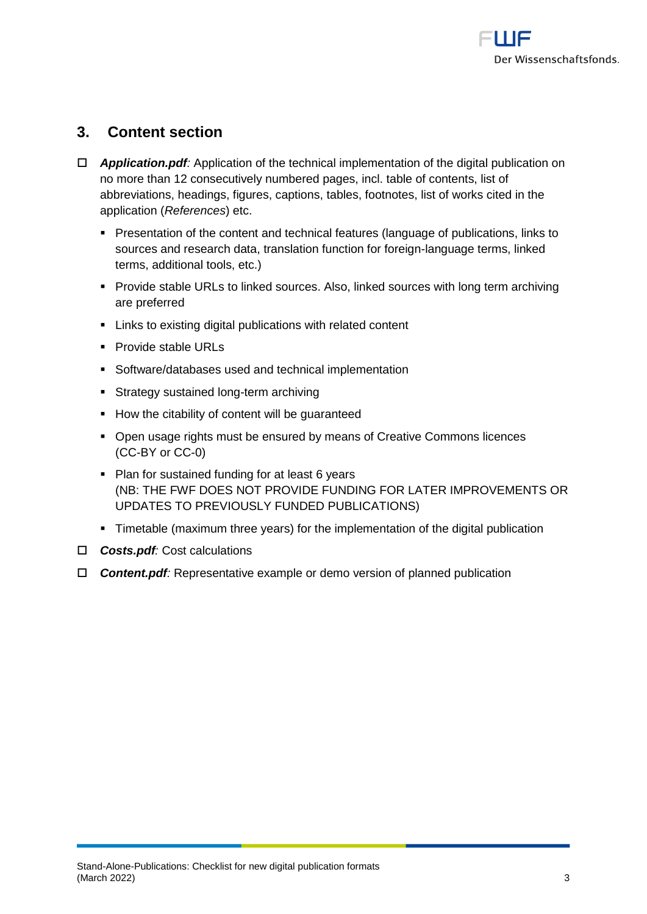## 3. Content section

- ☐ ***Application.pdf**:* Application of the technical implementation of the digital publication on no more than 12 consecutively numbered pages, incl. table of contents, list of abbreviations, headings, figures, captions, tables, footnotes, list of works cited in the application (*References*) etc.
  - Presentation of the content and technical features (language of publications, links to sources and research data, translation function for foreign-language terms, linked terms, additional tools, etc.)
  - Provide stable URLs to linked sources. Also, linked sources with long term archiving are preferred
  - Links to existing digital publications with related content
  - Provide stable URLs
  - Software/databases used and technical implementation
  - Strategy sustained long-term archiving
  - How the citability of content will be guaranteed
  - Open usage rights must be ensured by means of Creative Commons licences (CC-BY or CC-0)
  - Plan for sustained funding for at least 6 years
    (NB: THE FWF DOES NOT PROVIDE FUNDING FOR LATER IMPROVEMENTS OR UPDATES TO PREVIOUSLY FUNDED PUBLICATIONS)
  - Timetable (maximum three years) for the implementation of the digital publication
- ☐ ***Costs.pdf**:* Cost calculations
- ☐ ***Content.pdf**:* Representative example or demo version of planned publication